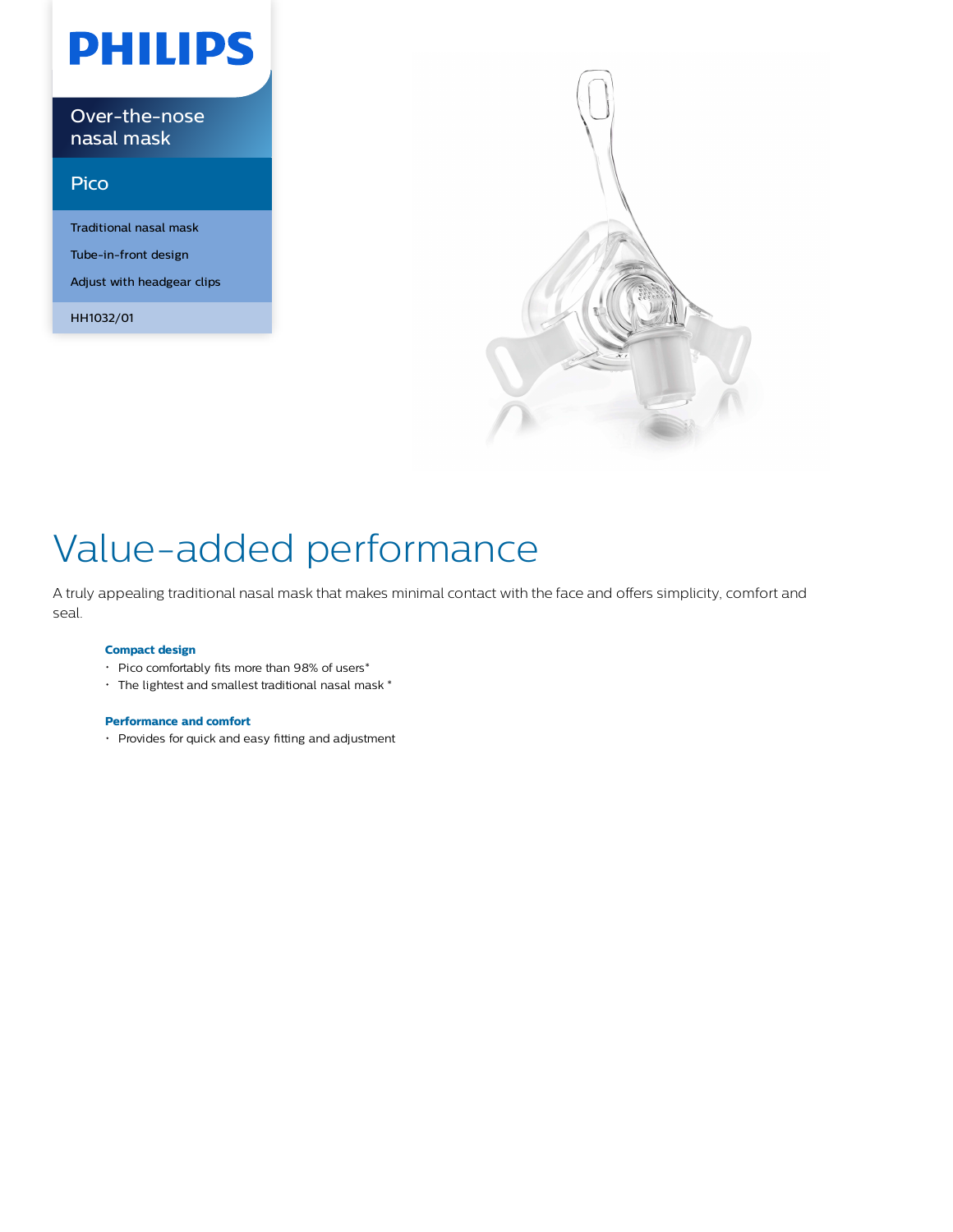PHILIPS

Over-the-nose nasal mask

Pico

Traditional nasal mask

Tube-in-front design

Adjust with headgear clips

HH1032/01

# Value-added performance

A truly appealing traditional nasal mask that makes minimal contact with the face and offers simplicity, comfort and seal.

**Compact design**

- Pico comfortably fits more than 98% of users*
- The lightest and smallest traditional nasal mask *

**Performance and comfort**

- Provides for quick and easy fitting and adjustment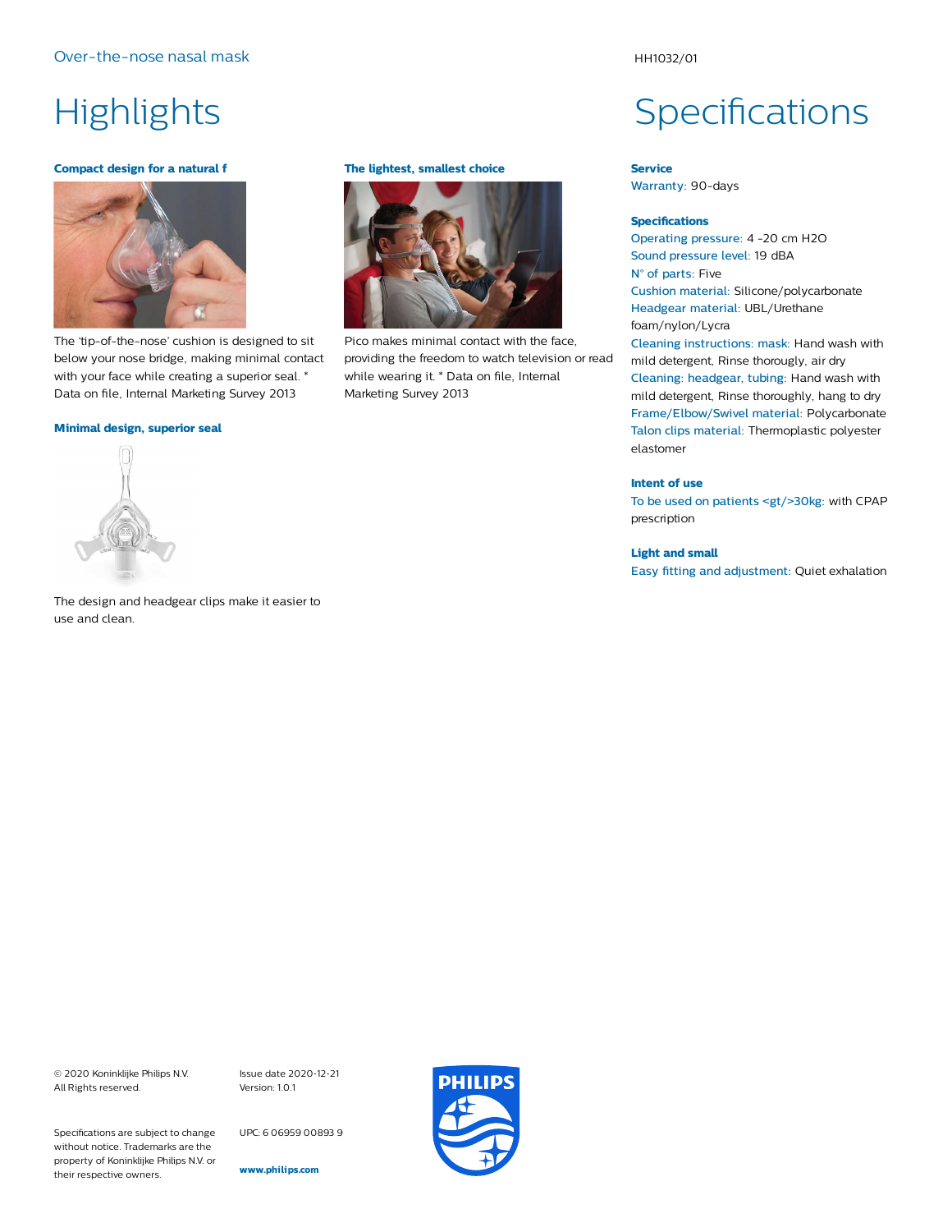Over-the-nose nasal mask

HH1032/01

# Highlights

### Compact design for a natural f

The 'tip-of-the-nose' cushion is designed to sit below your nose bridge, making minimal contact with your face while creating a superior seal. * Data on file, Internal Marketing Survey 2013

### Minimal design, superior seal

The design and headgear clips make it easier to use and clean.

### The lightest, smallest choice

Pico makes minimal contact with the face, providing the freedom to watch television or read while wearing it. * Data on file, Internal Marketing Survey 2013

# Specifications

### Service

Warranty: 90-days

### Specifications

Operating pressure: 4 -20 cm H2O
Sound pressure level: 19 dBA
N° of parts: Five
Cushion material: Silicone/polycarbonate
Headgear material: UBL/Urethane foam/nylon/Lycra
Cleaning instructions: mask: Hand wash with mild detergent, Rinse thorougly, air dry
Cleaning: headgear, tubing: Hand wash with mild detergent, Rinse thoroughly, hang to dry
Frame/Elbow/Swivel material: Polycarbonate
Talon clips material: Thermoplastic polyester elastomer

### Intent of use

To be used on patients <gt/>30kg: with CPAP prescription

### Light and small

Easy fitting and adjustment: Quiet exhalation

© 2020 Koninklijke Philips N.V.
All Rights reserved.

Specifications are subject to change without notice. Trademarks are the property of Koninklijke Philips N.V. or their respective owners.

Issue date 2020-12-21
Version: 1.0.1

UPC: 6 06959 00893 9

www.philips.com